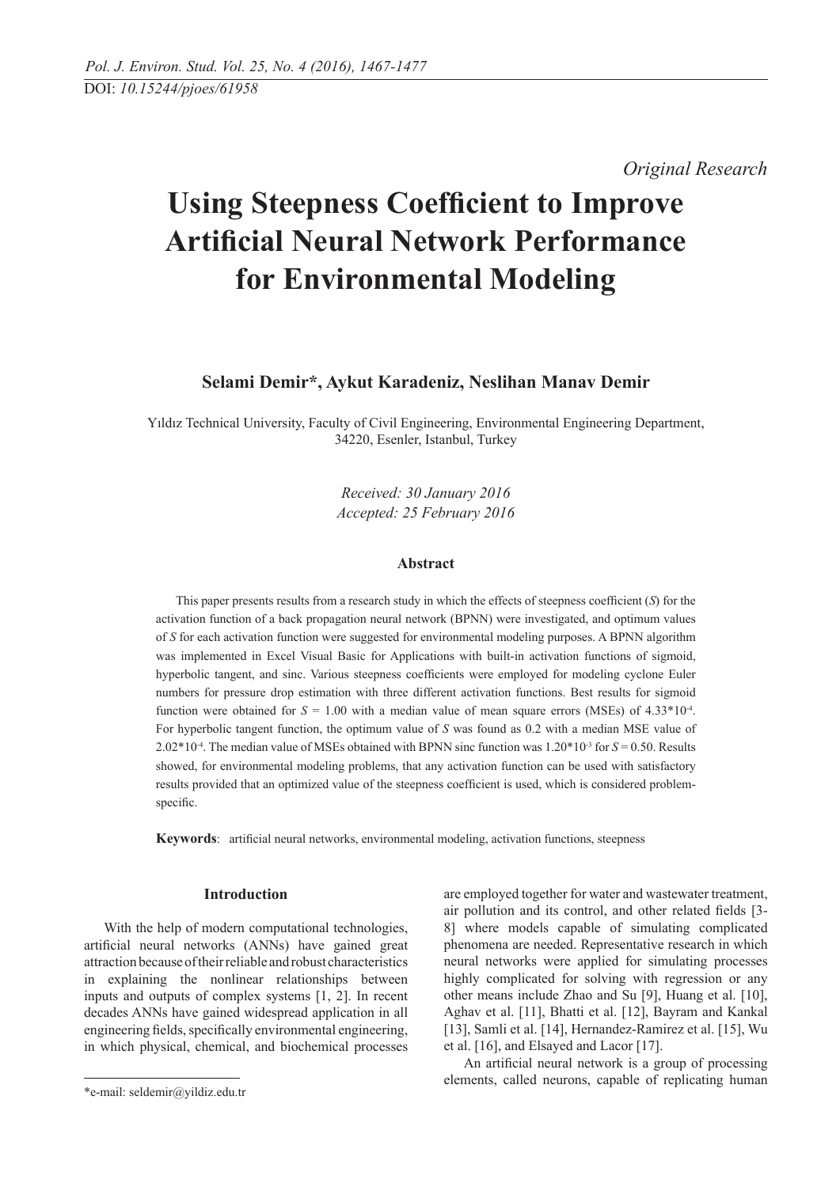*Original Research*

# Using Steepness Coefficient to Improve Artificial Neural Network Performance for Environmental Modeling

**Selami Demir\*, Aykut Karadeniz, Neslihan Manav Demir**

Yıldız Technical University, Faculty of Civil Engineering, Environmental Engineering Department, 34220, Esenler, Istanbul, Turkey

*Received: 30 January 2016*
*Accepted: 25 February 2016*

### Abstract

This paper presents results from a research study in which the effects of steepness coefficient ($S$) for the activation function of a back propagation neural network (BPNN) were investigated, and optimum values of $S$ for each activation function were suggested for environmental modeling purposes. A BPNN algorithm was implemented in Excel Visual Basic for Applications with built-in activation functions of sigmoid, hyperbolic tangent, and sinc. Various steepness coefficients were employed for modeling cyclone Euler numbers for pressure drop estimation with three different activation functions. Best results for sigmoid function were obtained for $S = 1.00$ with a median value of mean square errors (MSEs) of $4.33*10^{-4}$. For hyperbolic tangent function, the optimum value of $S$ was found as 0.2 with a median MSE value of $2.02*10^{-4}$. The median value of MSEs obtained with BPNN sinc function was $1.20*10^{-3}$ for $S = 0.50$. Results showed, for environmental modeling problems, that any activation function can be used with satisfactory results provided that an optimized value of the steepness coefficient is used, which is considered problem-specific.

**Keywords**: artificial neural networks, environmental modeling, activation functions, steepness

## Introduction

With the help of modern computational technologies, artificial neural networks (ANNs) have gained great attraction because of their reliable and robust characteristics in explaining the nonlinear relationships between inputs and outputs of complex systems [1, 2]. In recent decades ANNs have gained widespread application in all engineering fields, specifically environmental engineering, in which physical, chemical, and biochemical processes are employed together for water and wastewater treatment, air pollution and its control, and other related fields [3-8] where models capable of simulating complicated phenomena are needed. Representative research in which neural networks were applied for simulating processes highly complicated for solving with regression or any other means include Zhao and Su [9], Huang et al. [10], Aghav et al. [11], Bhatti et al. [12], Bayram and Kankal [13], Samli et al. [14], Hernandez-Ramirez et al. [15], Wu et al. [16], and Elsayed and Lacor [17].

An artificial neural network is a group of processing elements, called neurons, capable of replicating human

\*e-mail: seldemir@yildiz.edu.tr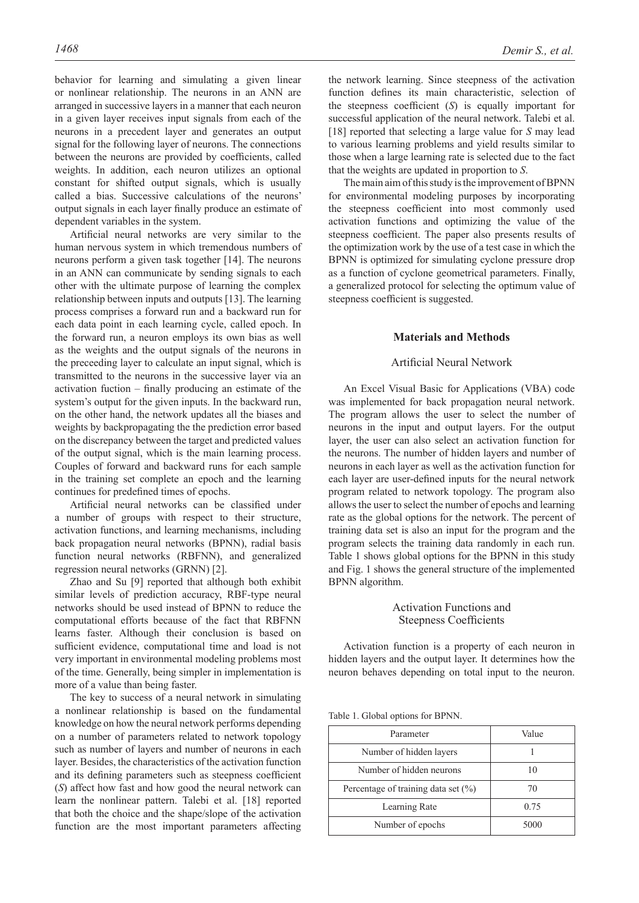behavior for learning and simulating a given linear or nonlinear relationship. The neurons in an ANN are arranged in successive layers in a manner that each neuron in a given layer receives input signals from each of the neurons in a precedent layer and generates an output signal for the following layer of neurons. The connections between the neurons are provided by coefficients, called weights. In addition, each neuron utilizes an optional constant for shifted output signals, which is usually called a bias. Successive calculations of the neurons' output signals in each layer finally produce an estimate of dependent variables in the system.

Artificial neural networks are very similar to the human nervous system in which tremendous numbers of neurons perform a given task together [14]. The neurons in an ANN can communicate by sending signals to each other with the ultimate purpose of learning the complex relationship between inputs and outputs [13]. The learning process comprises a forward run and a backward run for each data point in each learning cycle, called epoch. In the forward run, a neuron employs its own bias as well as the weights and the output signals of the neurons in the preceeding layer to calculate an input signal, which is transmitted to the neurons in the successive layer via an activation fuction – finally producing an estimate of the system's output for the given inputs. In the backward run, on the other hand, the network updates all the biases and weights by backpropagating the the prediction error based on the discrepancy between the target and predicted values of the output signal, which is the main learning process. Couples of forward and backward runs for each sample in the training set complete an epoch and the learning continues for predefined times of epochs.

Artificial neural networks can be classified under a number of groups with respect to their structure, activation functions, and learning mechanisms, including back propagation neural networks (BPNN), radial basis function neural networks (RBFNN), and generalized regression neural networks (GRNN) [2].

Zhao and Su [9] reported that although both exhibit similar levels of prediction accuracy, RBF-type neural networks should be used instead of BPNN to reduce the computational efforts because of the fact that RBFNN learns faster. Although their conclusion is based on sufficient evidence, computational time and load is not very important in environmental modeling problems most of the time. Generally, being simpler in implementation is more of a value than being faster.

The key to success of a neural network in simulating a nonlinear relationship is based on the fundamental knowledge on how the neural network performs depending on a number of parameters related to network topology such as number of layers and number of neurons in each layer. Besides, the characteristics of the activation function and its defining parameters such as steepness coefficient (*S*) affect how fast and how good the neural network can learn the nonlinear pattern. Talebi et al. [18] reported that both the choice and the shape/slope of the activation function are the most important parameters affecting the network learning. Since steepness of the activation function defines its main characteristic, selection of the steepness coefficient (*S*) is equally important for successful application of the neural network. Talebi et al. [18] reported that selecting a large value for *S* may lead to various learning problems and yield results similar to those when a large learning rate is selected due to the fact that the weights are updated in proportion to *S*.

The main aim of this study is the improvement of BPNN for environmental modeling purposes by incorporating the steepness coefficient into most commonly used activation functions and optimizing the value of the steepness coefficient. The paper also presents results of the optimization work by the use of a test case in which the BPNN is optimized for simulating cyclone pressure drop as a function of cyclone geometrical parameters. Finally, a generalized protocol for selecting the optimum value of steepness coefficient is suggested.

## Materials and Methods

### Artificial Neural Network

An Excel Visual Basic for Applications (VBA) code was implemented for back propagation neural network. The program allows the user to select the number of neurons in the input and output layers. For the output layer, the user can also select an activation function for the neurons. The number of hidden layers and number of neurons in each layer as well as the activation function for each layer are user-defined inputs for the neural network program related to network topology. The program also allows the user to select the number of epochs and learning rate as the global options for the network. The percent of training data set is also an input for the program and the program selects the training data randomly in each run. Table 1 shows global options for the BPNN in this study and Fig. 1 shows the general structure of the implemented BPNN algorithm.

### Activation Functions and Steepness Coefficients

Activation function is a property of each neuron in hidden layers and the output layer. It determines how the neuron behaves depending on total input to the neuron.

Table 1. Global options for BPNN.

| Parameter | Value |
|---|---|
| Number of hidden layers | 1 |
| Number of hidden neurons | 10 |
| Percentage of training data set (%) | 70 |
| Learning Rate | 0.75 |
| Number of epochs | 5000 |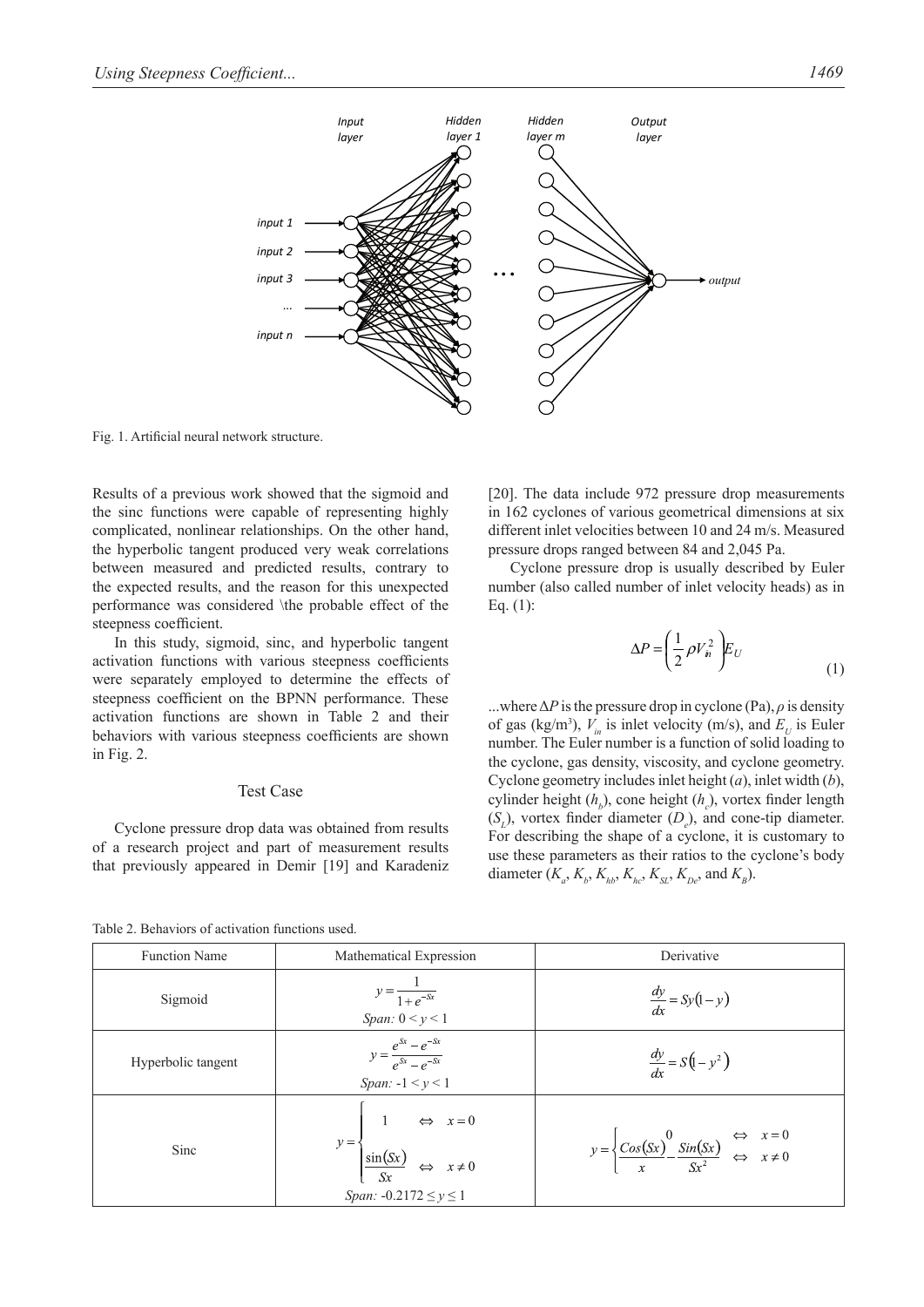Fig. 1. Artificial neural network structure.

Results of a previous work showed that the sigmoid and the sinc functions were capable of representing highly complicated, nonlinear relationships. On the other hand, the hyperbolic tangent produced very weak correlations between measured and predicted results, contrary to the expected results, and the reason for this unexpected performance was considered \the probable effect of the steepness coefficient.

In this study, sigmoid, sinc, and hyperbolic tangent activation functions with various steepness coefficients were separately employed to determine the effects of steepness coefficient on the BPNN performance. These activation functions are shown in Table 2 and their behaviors with various steepness coefficients are shown in Fig. 2.

## Test Case

Cyclone pressure drop data was obtained from results of a research project and part of measurement results that previously appeared in Demir [19] and Karadeniz [20]. The data include 972 pressure drop measurements in 162 cyclones of various geometrical dimensions at six different inlet velocities between 10 and 24 m/s. Measured pressure drops ranged between 84 and 2,045 Pa.

Cyclone pressure drop is usually described by Euler number (also called number of inlet velocity heads) as in Eq. (1):

$$\Delta P = \left( \frac{1}{2} \rho V_{in}^2 \right) E_U \tag{1}$$

...where $\Delta P$ is the pressure drop in cyclone (Pa), $\rho$ is density of gas (kg/m³), $V_{in}$ is inlet velocity (m/s), and $E_U$ is Euler number. The Euler number is a function of solid loading to the cyclone, gas density, viscosity, and cyclone geometry. Cyclone geometry includes inlet height ($a$), inlet width ($b$), cylinder height ($h_b$), cone height ($h_c$), vortex finder length ($S_L$), vortex finder diameter ($D_e$), and cone-tip diameter. For describing the shape of a cyclone, it is customary to use these parameters as their ratios to the cyclone's body diameter ($K_a$, $K_b$, $K_{hb}$, $K_{hc}$, $K_{SL}$, $K_{De}$, and $K_B$).

Table 2. Behaviors of activation functions used.

| Function Name | Mathematical Expression | Derivative |
|---|---|---|
| Sigmoid | $y = \frac{1}{1+e^{-Sx}}$ <br> *Span:* $0 < y < 1$ | $\frac{dy}{dx} = Sy(1-y)$ |
| Hyperbolic tangent | $y = \frac{e^{Sx} - e^{-Sx}}{e^{Sx} - e^{-Sx}}$ <br> *Span:* $-1 < y < 1$ | $\frac{dy}{dx} = S(1-y^2)$ |
| Sinc | $y = \begin{cases} 1 & \Leftrightarrow \quad x = 0 \\ \frac{\sin(Sx)}{Sx} & \Leftrightarrow \quad x \neq 0 \end{cases}$ <br> *Span:* $-0.2172 \leq y \leq 1$ | $y = \begin{cases} 0 & \Leftrightarrow \quad x = 0 \\ \frac{Cos(Sx)}{x} - \frac{Sin(Sx)}{Sx^2} & \Leftrightarrow \quad x \neq 0 \end{cases}$ |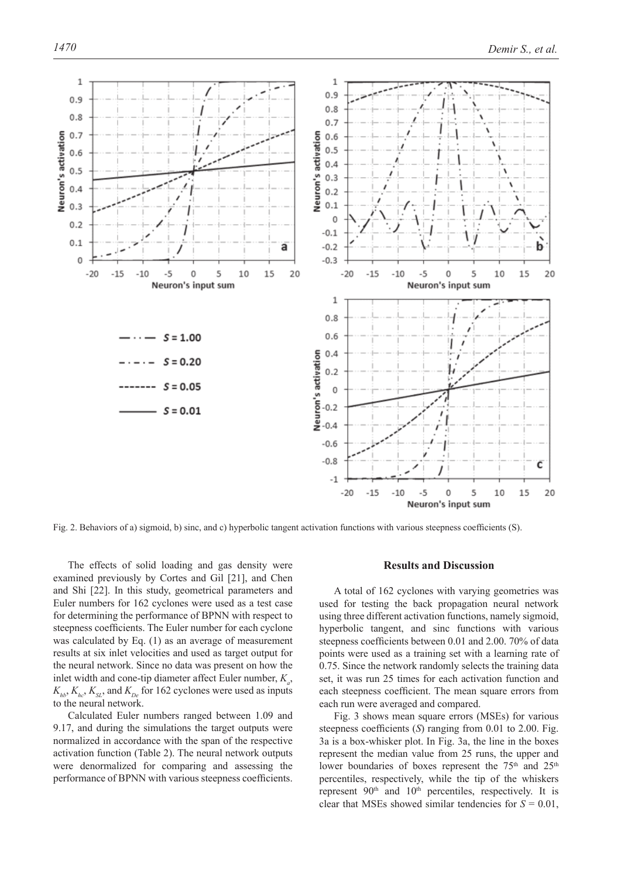Fig. 2. Behaviors of a) sigmoid, b) sinc, and c) hyperbolic tangent activation functions with various steepness coefficients (S).

The effects of solid loading and gas density were examined previously by Cortes and Gil [21], and Chen and Shi [22]. In this study, geometrical parameters and Euler numbers for 162 cyclones were used as a test case for determining the performance of BPNN with respect to steepness coefficients. The Euler number for each cyclone was calculated by Eq. (1) as an average of measurement results at six inlet velocities and used as target output for the neural network. Since no data was present on how the inlet width and cone-tip diameter affect Euler number, $K_a$, $K_{hb}$, $K_{hc}$, $K_{SL}$, and $K_{De}$ for 162 cyclones were used as inputs to the neural network.

Calculated Euler numbers ranged between 1.09 and 9.17, and during the simulations the target outputs were normalized in accordance with the span of the respective activation function (Table 2). The neural network outputs were denormalized for comparing and assessing the performance of BPNN with various steepness coefficients.

## Results and Discussion

A total of 162 cyclones with varying geometries was used for testing the back propagation neural network using three different activation functions, namely sigmoid, hyperbolic tangent, and sinc functions with various steepness coefficients between 0.01 and 2.00. 70% of data points were used as a training set with a learning rate of 0.75. Since the network randomly selects the training data set, it was run 25 times for each activation function and each steepness coefficient. The mean square errors from each run were averaged and compared.

Fig. 3 shows mean square errors (MSEs) for various steepness coefficients (*S*) ranging from 0.01 to 2.00. Fig. 3a is a box-whisker plot. In Fig. 3a, the line in the boxes represent the median value from 25 runs, the upper and lower boundaries of boxes represent the 75th and 25th percentiles, respectively, while the tip of the whiskers represent 90th and 10th percentiles, respectively. It is clear that MSEs showed similar tendencies for $S = 0.01$,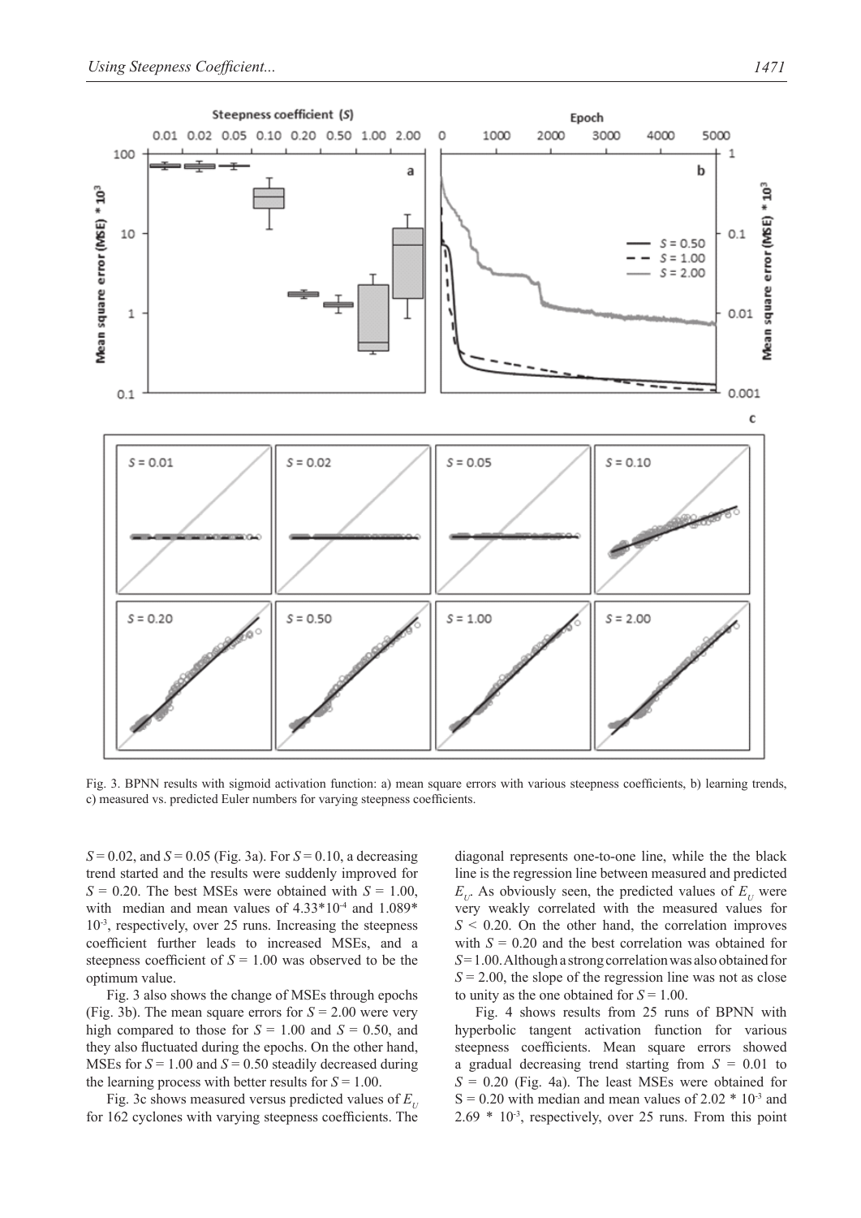Fig. 3. BPNN results with sigmoid activation function: a) mean square errors with various steepness coefficients, b) learning trends, c) measured vs. predicted Euler numbers for varying steepness coefficients.

$S = 0.02$, and $S = 0.05$ (Fig. 3a). For $S = 0.10$, a decreasing trend started and the results were suddenly improved for $S = 0.20$. The best MSEs were obtained with $S = 1.00$, with median and mean values of $4.33 \cdot 10^{-4}$ and $1.089 \cdot 10^{-3}$, respectively, over 25 runs. Increasing the steepness coefficient further leads to increased MSEs, and a steepness coefficient of $S = 1.00$ was observed to be the optimum value.

Fig. 3 also shows the change of MSEs through epochs (Fig. 3b). The mean square errors for $S = 2.00$ were very high compared to those for $S = 1.00$ and $S = 0.50$, and they also fluctuated during the epochs. On the other hand, MSEs for $S = 1.00$ and $S = 0.50$ steadily decreased during the learning process with better results for $S = 1.00$.

Fig. 3c shows measured versus predicted values of $E_U$ for 162 cyclones with varying steepness coefficients. The diagonal represents one-to-one line, while the the black line is the regression line between measured and predicted $E_U$. As obviously seen, the predicted values of $E_U$ were very weakly correlated with the measured values for $S < 0.20$. On the other hand, the correlation improves with $S = 0.20$ and the best correlation was obtained for $S = 1.00$. Although a strong correlation was also obtained for $S = 2.00$, the slope of the regression line was not as close to unity as the one obtained for $S = 1.00$.

Fig. 4 shows results from 25 runs of BPNN with hyperbolic tangent activation function for various steepness coefficients. Mean square errors showed a gradual decreasing trend starting from $S = 0.01$ to $S = 0.20$ (Fig. 4a). The least MSEs were obtained for $S = 0.20$ with median and mean values of $2.02 \cdot 10^{-3}$ and $2.69 \cdot 10^{-3}$, respectively, over 25 runs. From this point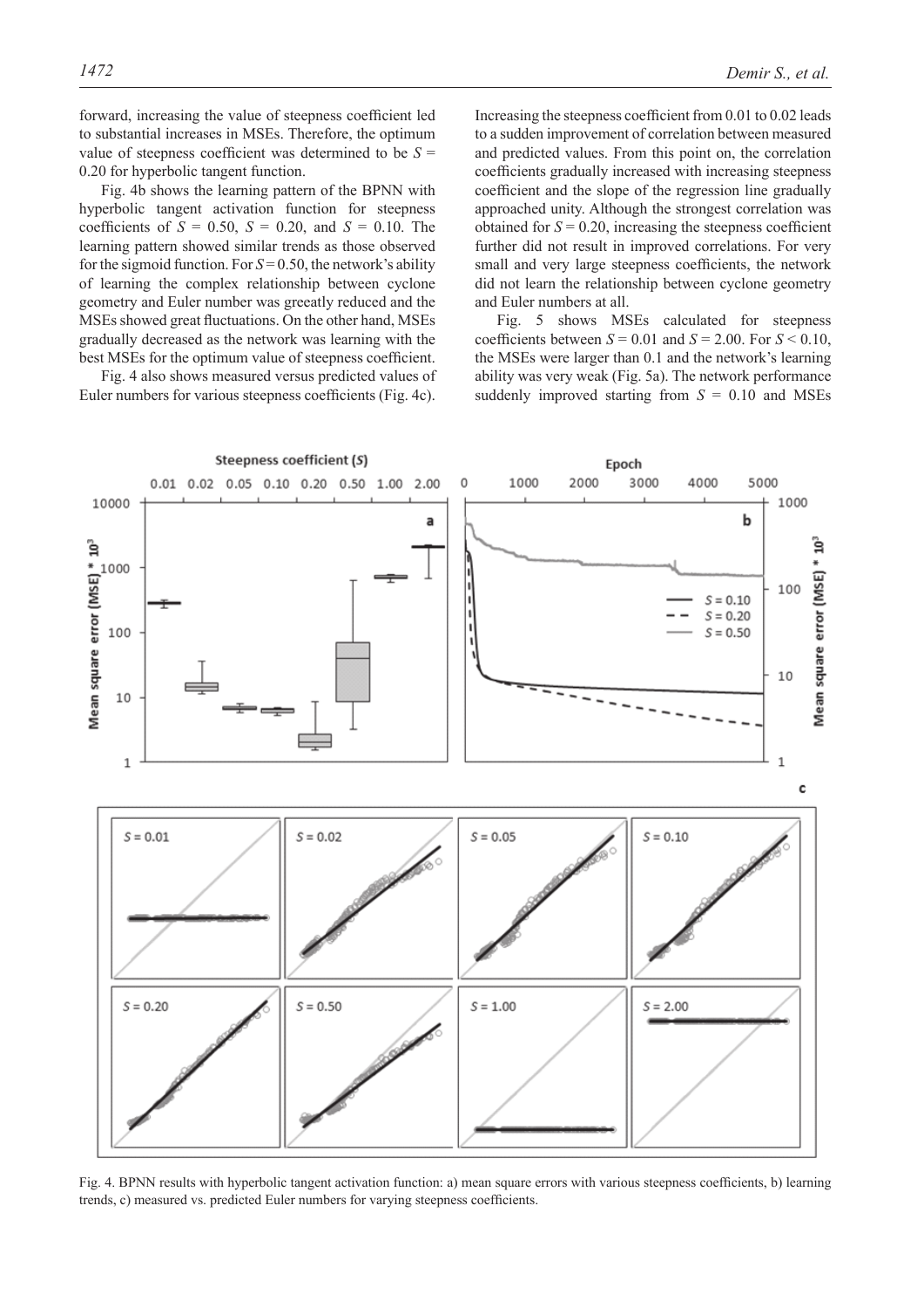forward, increasing the value of steepness coefficient led to substantial increases in MSEs. Therefore, the optimum value of steepness coefficient was determined to be $S$ = 0.20 for hyperbolic tangent function.

Fig. 4b shows the learning pattern of the BPNN with hyperbolic tangent activation function for steepness coefficients of $S$ = 0.50, $S$ = 0.20, and $S$ = 0.10. The learning pattern showed similar trends as those observed for the sigmoid function. For $S$ = 0.50, the network's ability of learning the complex relationship between cyclone geometry and Euler number was greeatly reduced and the MSEs showed great fluctuations. On the other hand, MSEs gradually decreased as the network was learning with the best MSEs for the optimum value of steepness coefficient.

Fig. 4 also shows measured versus predicted values of Euler numbers for various steepness coefficients (Fig. 4c). Increasing the steepness coefficient from 0.01 to 0.02 leads to a sudden improvement of correlation between measured and predicted values. From this point on, the correlation coefficients gradually increased with increasing steepness coefficient and the slope of the regression line gradually approached unity. Although the strongest correlation was obtained for $S$ = 0.20, increasing the steepness coefficient further did not result in improved correlations. For very small and very large steepness coefficients, the network did not learn the relationship between cyclone geometry and Euler numbers at all.

Fig. 5 shows MSEs calculated for steepness coefficients between $S$ = 0.01 and $S$ = 2.00. For $S$ < 0.10, the MSEs were larger than 0.1 and the network's learning ability was very weak (Fig. 5a). The network performance suddenly improved starting from $S$ = 0.10 and MSEs

Fig. 4. BPNN results with hyperbolic tangent activation function: a) mean square errors with various steepness coefficients, b) learning trends, c) measured vs. predicted Euler numbers for varying steepness coefficients.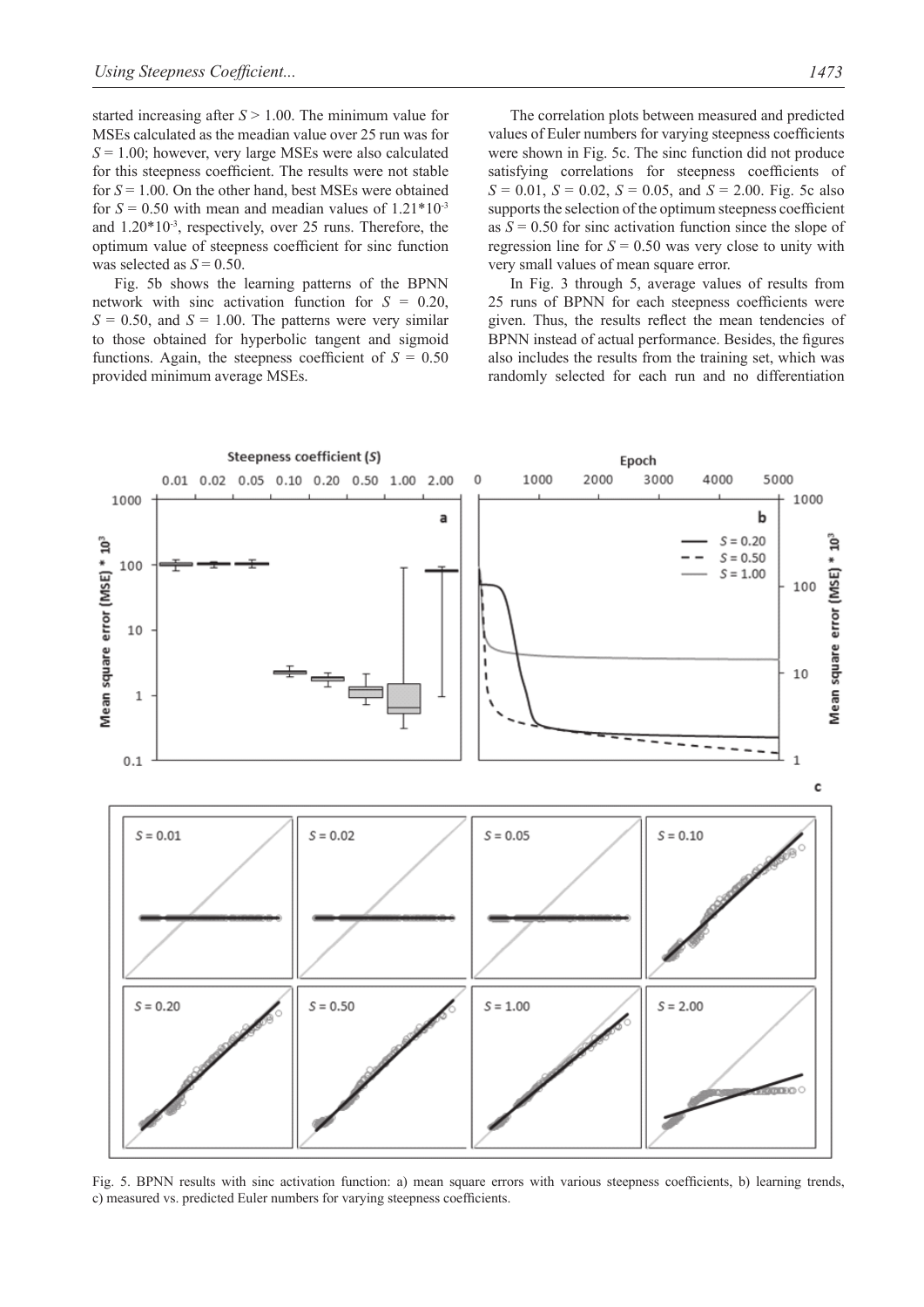started increasing after $S > 1.00$. The minimum value for MSEs calculated as the meadian value over 25 run was for $S = 1.00$; however, very large MSEs were also calculated for this steepness coefficient. The results were not stable for $S = 1.00$. On the other hand, best MSEs were obtained for $S = 0.50$ with mean and meadian values of $1.21*10^{-3}$ and $1.20*10^{-3}$, respectively, over 25 runs. Therefore, the optimum value of steepness coefficient for sinc function was selected as $S = 0.50$.

Fig. 5b shows the learning patterns of the BPNN network with sinc activation function for $S = 0.20$, $S = 0.50$, and $S = 1.00$. The patterns were very similar to those obtained for hyperbolic tangent and sigmoid functions. Again, the steepness coefficient of $S = 0.50$ provided minimum average MSEs.

The correlation plots between measured and predicted values of Euler numbers for varying steepness coefficients were shown in Fig. 5c. The sinc function did not produce satisfying correlations for steepness coefficients of $S = 0.01$, $S = 0.02$, $S = 0.05$, and $S = 2.00$. Fig. 5c also supports the selection of the optimum steepness coefficient as $S = 0.50$ for sinc activation function since the slope of regression line for $S = 0.50$ was very close to unity with very small values of mean square error.

In Fig. 3 through 5, average values of results from 25 runs of BPNN for each steepness coefficients were given. Thus, the results reflect the mean tendencies of BPNN instead of actual performance. Besides, the figures also includes the results from the training set, which was randomly selected for each run and no differentiation

Fig. 5. BPNN results with sinc activation function: a) mean square errors with various steepness coefficients, b) learning trends, c) measured vs. predicted Euler numbers for varying steepness coefficients.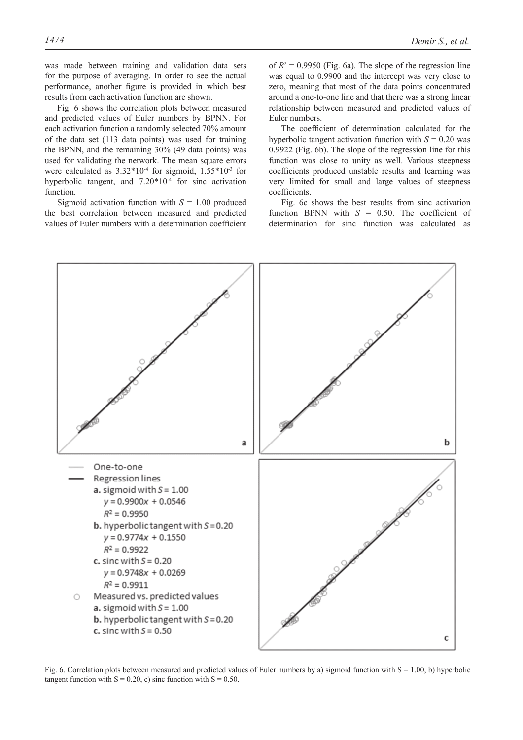was made between training and validation data sets for the purpose of averaging. In order to see the actual performance, another figure is provided in which best results from each activation function are shown.

Fig. 6 shows the correlation plots between measured and predicted values of Euler numbers by BPNN. For each activation function a randomly selected 70% amount of the data set (113 data points) was used for training the BPNN, and the remaining 30% (49 data points) was used for validating the network. The mean square errors were calculated as $3.32*10^{-4}$ for sigmoid, $1.55*10^{-3}$ for hyperbolic tangent, and $7.20*10^{-4}$ for sinc activation function.

Sigmoid activation function with $S = 1.00$ produced the best correlation between measured and predicted values of Euler numbers with a determination coefficient of $R^2 = 0.9950$ (Fig. 6a). The slope of the regression line was equal to 0.9900 and the intercept was very close to zero, meaning that most of the data points concentrated around a one-to-one line and that there was a strong linear relationship between measured and predicted values of Euler numbers.

The coefficient of determination calculated for the hyperbolic tangent activation function with $S = 0.20$ was 0.9922 (Fig. 6b). The slope of the regression line for this function was close to unity as well. Various steepness coefficients produced unstable results and learning was very limited for small and large values of steepness coefficients.

Fig. 6c shows the best results from sinc activation function BPNN with $S = 0.50$. The coefficient of determination for sinc function was calculated as

One-to-one
Regression lines
**a.** sigmoid with $S = 1.00$
$y = 0.9900x + 0.0546$
$R^2 = 0.9950$
**b.** hyperbolic tangent with $S = 0.20$
$y = 0.9774x + 0.1550$
$R^2 = 0.9922$
**c.** sinc with $S = 0.20$
$y = 0.9748x + 0.0269$
$R^2 = 0.9911$
Measured vs. predicted values
**a.** sigmoid with $S = 1.00$
**b.** hyperbolic tangent with $S = 0.20$
**c.** sinc with $S = 0.50$

Fig. 6. Correlation plots between measured and predicted values of Euler numbers by a) sigmoid function with S = 1.00, b) hyperbolic tangent function with S = 0.20, c) sinc function with S = 0.50.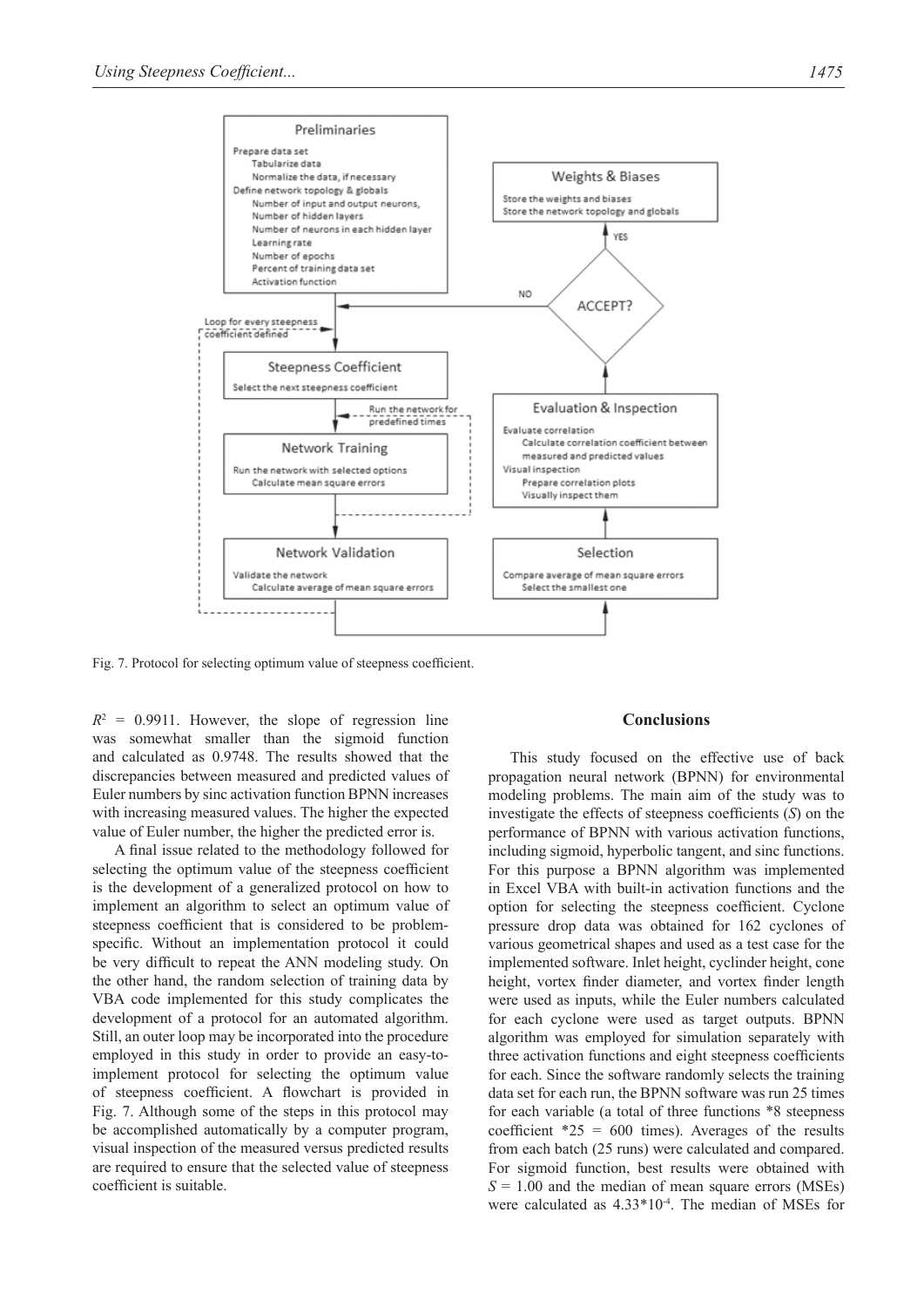Fig. 7. Protocol for selecting optimum value of steepness coefficient.

$R^2$ = 0.9911. However, the slope of regression line was somewhat smaller than the sigmoid function and calculated as 0.9748. The results showed that the discrepancies between measured and predicted values of Euler numbers by sinc activation function BPNN increases with increasing measured values. The higher the expected value of Euler number, the higher the predicted error is.

A final issue related to the methodology followed for selecting the optimum value of the steepness coefficient is the development of a generalized protocol on how to implement an algorithm to select an optimum value of steepness coefficient that is considered to be problem-specific. Without an implementation protocol it could be very difficult to repeat the ANN modeling study. On the other hand, the random selection of training data by VBA code implemented for this study complicates the development of a protocol for an automated algorithm. Still, an outer loop may be incorporated into the procedure employed in this study in order to provide an easy-to-implement protocol for selecting the optimum value of steepness coefficient. A flowchart is provided in Fig. 7. Although some of the steps in this protocol may be accomplished automatically by a computer program, visual inspection of the measured versus predicted results are required to ensure that the selected value of steepness coefficient is suitable.

## Conclusions

This study focused on the effective use of back propagation neural network (BPNN) for environmental modeling problems. The main aim of the study was to investigate the effects of steepness coefficients ($S$) on the performance of BPNN with various activation functions, including sigmoid, hyperbolic tangent, and sinc functions. For this purpose a BPNN algorithm was implemented in Excel VBA with built-in activation functions and the option for selecting the steepness coefficient. Cyclone pressure drop data was obtained for 162 cyclones of various geometrical shapes and used as a test case for the implemented software. Inlet height, cylinder height, cone height, vortex finder diameter, and vortex finder length were used as inputs, while the Euler numbers calculated for each cyclone were used as target outputs. BPNN algorithm was employed for simulation separately with three activation functions and eight steepness coefficients for each. Since the software randomly selects the training data set for each run, the BPNN software was run 25 times for each variable (a total of three functions *8 steepness coefficient *25 = 600 times). Averages of the results from each batch (25 runs) were calculated and compared. For sigmoid function, best results were obtained with $S$ = 1.00 and the median of mean square errors (MSEs) were calculated as $4.33*10^{-4}$. The median of MSEs for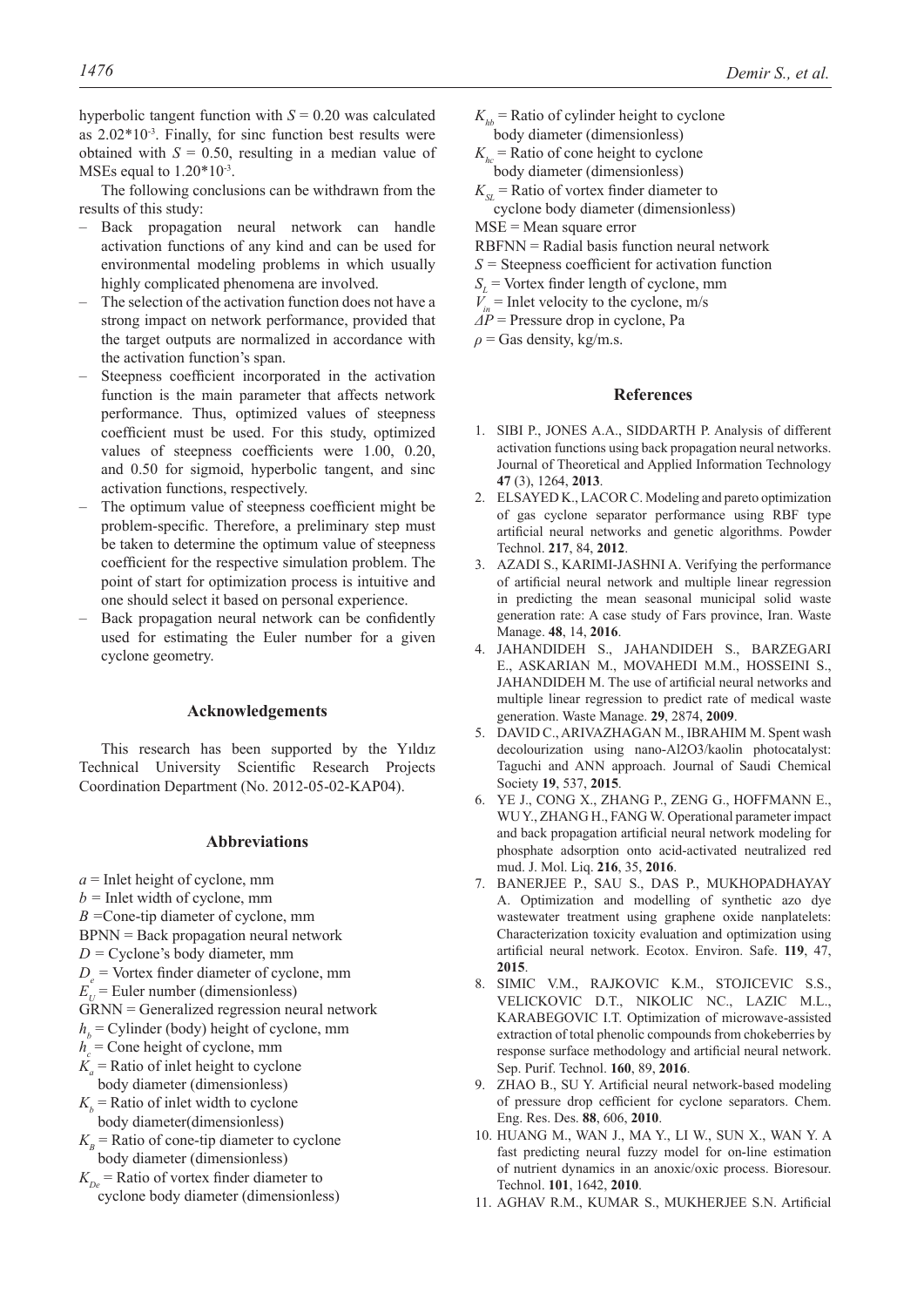hyperbolic tangent function with $S = 0.20$ was calculated as $2.02*10^{-3}$. Finally, for sinc function best results were obtained with $S = 0.50$, resulting in a median value of MSEs equal to $1.20*10^{-3}$.

The following conclusions can be withdrawn from the results of this study:

- Back propagation neural network can handle activation functions of any kind and can be used for environmental modeling problems in which usually highly complicated phenomena are involved.
- The selection of the activation function does not have a strong impact on network performance, provided that the target outputs are normalized in accordance with the activation function's span.
- Steepness coefficient incorporated in the activation function is the main parameter that affects network performance. Thus, optimized values of steepness coefficient must be used. For this study, optimized values of steepness coefficients were 1.00, 0.20, and 0.50 for sigmoid, hyperbolic tangent, and sinc activation functions, respectively.
- The optimum value of steepness coefficient might be problem-specific. Therefore, a preliminary step must be taken to determine the optimum value of steepness coefficient for the respective simulation problem. The point of start for optimization process is intuitive and one should select it based on personal experience.
- Back propagation neural network can be confidently used for estimating the Euler number for a given cyclone geometry.

## Acknowledgements

This research has been supported by the Yıldız Technical University Scientific Research Projects Coordination Department (No. 2012-05-02-KAP04).

## Abbreviations

$a$ = Inlet height of cyclone, mm
$b$ = Inlet width of cyclone, mm
$B$ =Cone-tip diameter of cyclone, mm
BPNN = Back propagation neural network
$D$ = Cyclone's body diameter, mm
$D_e$ = Vortex finder diameter of cyclone, mm
$E_U$ = Euler number (dimensionless)
GRNN = Generalized regression neural network
$h_b$ = Cylinder (body) height of cyclone, mm
$h_c$ = Cone height of cyclone, mm
$K_a$ = Ratio of inlet height to cyclone body diameter (dimensionless)
$K_b$ = Ratio of inlet width to cyclone body diameter(dimensionless)
$K_B$ = Ratio of cone-tip diameter to cyclone body diameter (dimensionless)
$K_{De}$ = Ratio of vortex finder diameter to cyclone body diameter (dimensionless)
$K_{hb}$ = Ratio of cylinder height to cyclone body diameter (dimensionless)
$K_{hc}$ = Ratio of cone height to cyclone body diameter (dimensionless)
$K_{SL}$ = Ratio of vortex finder diameter to cyclone body diameter (dimensionless)
MSE = Mean square error
RBFNN = Radial basis function neural network
$S$ = Steepness coefficient for activation function
$S_L$ = Vortex finder length of cyclone, mm
$V_{in}$ = Inlet velocity to the cyclone, m/s
$\Delta P$ = Pressure drop in cyclone, Pa
$\rho$ = Gas density, kg/m.s.

## References

1. SIBI P., JONES A.A., SIDDARTH P. Analysis of different activation functions using back propagation neural networks. Journal of Theoretical and Applied Information Technology **47** (3), 1264, **2013**.
2. ELSAYED K., LACOR C. Modeling and pareto optimization of gas cyclone separator performance using RBF type artificial neural networks and genetic algorithms. Powder Technol. **217**, 84, **2012**.
3. AZADI S., KARIMI-JASHNI A. Verifying the performance of artificial neural network and multiple linear regression in predicting the mean seasonal municipal solid waste generation rate: A case study of Fars province, Iran. Waste Manage. **48**, 14, **2016**.
4. JAHANDIDEH S., JAHANDIDEH S., BARZEGARI E., ASKARIAN M., MOVAHEDI M.M., HOSSEINI S., JAHANDIDEH M. The use of artificial neural networks and multiple linear regression to predict rate of medical waste generation. Waste Manage. **29**, 2874, **2009**.
5. DAVID C., ARIVAZHAGAN M., IBRAHIM M. Spent wash decolourization using nano-Al2O3/kaolin photocatalyst: Taguchi and ANN approach. Journal of Saudi Chemical Society **19**, 537, **2015**.
6. YE J., CONG X., ZHANG P., ZENG G., HOFFMANN E., WU Y., ZHANG H., FANG W. Operational parameter impact and back propagation artificial neural network modeling for phosphate adsorption onto acid-activated neutralized red mud. J. Mol. Liq. **216**, 35, **2016**.
7. BANERJEE P., SAU S., DAS P., MUKHOPADHAYAY A. Optimization and modelling of synthetic azo dye wastewater treatment using graphene oxide nanplatelets: Characterization toxicity evaluation and optimization using artificial neural network. Ecotox. Environ. Safe. **119**, 47, **2015**.
8. SIMIC V.M., RAJKOVIC K.M., STOJICEVIC S.S., VELICKOVIC D.T., NIKOLIC NC., LAZIC M.L., KARABEGOVIC I.T. Optimization of microwave-assisted extraction of total phenolic compounds from chokeberries by response surface methodology and artificial neural network. Sep. Purif. Technol. **160**, 89, **2016**.
9. ZHAO B., SU Y. Artificial neural network-based modeling of pressure drop cefficient for cyclone separators. Chem. Eng. Res. Des. **88**, 606, **2010**.
10. HUANG M., WAN J., MA Y., LI W., SUN X., WAN Y. A fast predicting neural fuzzy model for on-line estimation of nutrient dynamics in an anoxic/oxic process. Bioresour. Technol. **101**, 1642, **2010**.
11. AGHAV R.M., KUMAR S., MUKHERJEE S.N. Artificial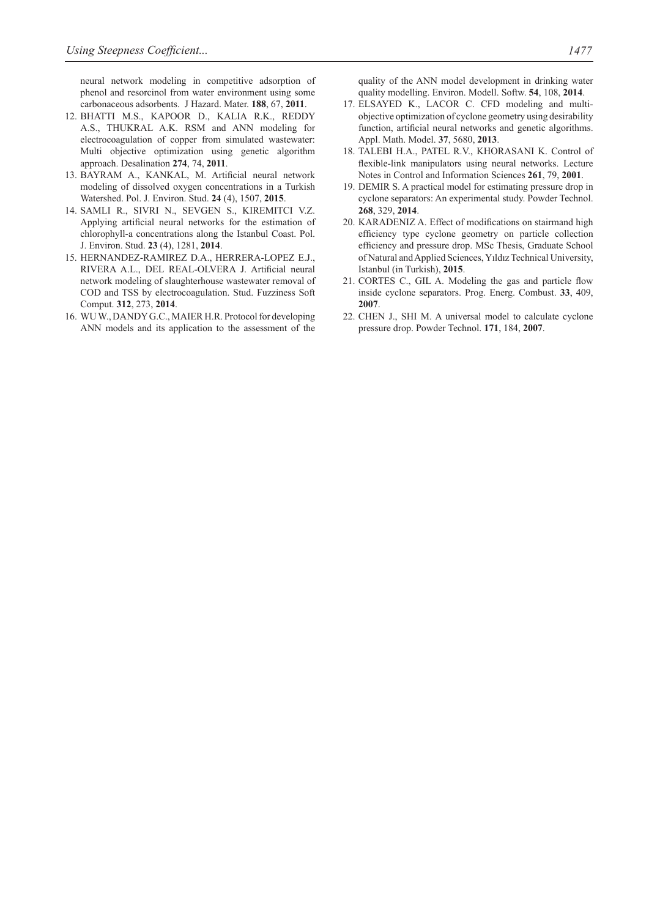neural network modeling in competitive adsorption of phenol and resorcinol from water environment using some carbonaceous adsorbents. J Hazard. Mater. **188**, 67, **2011**.

12. BHATTI M.S., KAPOOR D., KALIA R.K., REDDY A.S., THUKRAL A.K. RSM and ANN modeling for electrocoagulation of copper from simulated wastewater: Multi objective optimization using genetic algorithm approach. Desalination **274**, 74, **2011**.
13. BAYRAM A., KANKAL, M. Artificial neural network modeling of dissolved oxygen concentrations in a Turkish Watershed. Pol. J. Environ. Stud. **24** (4), 1507, **2015**.
14. SAMLI R., SIVRI N., SEVGEN S., KIREMITCI V.Z. Applying artificial neural networks for the estimation of chlorophyll-a concentrations along the Istanbul Coast. Pol. J. Environ. Stud. **23** (4), 1281, **2014**.
15. HERNANDEZ-RAMIREZ D.A., HERRERA-LOPEZ E.J., RIVERA A.L., DEL REAL-OLVERA J. Artificial neural network modeling of slaughterhouse wastewater removal of COD and TSS by electrocoagulation. Stud. Fuzziness Soft Comput. **312**, 273, **2014**.
16. WU W., DANDY G.C., MAIER H.R. Protocol for developing ANN models and its application to the assessment of the quality of the ANN model development in drinking water quality modelling. Environ. Modell. Softw. **54**, 108, **2014**.
17. ELSAYED K., LACOR C. CFD modeling and multi-objective optimization of cyclone geometry using desirability function, artificial neural networks and genetic algorithms. Appl. Math. Model. **37**, 5680, **2013**.
18. TALEBI H.A., PATEL R.V., KHORASANI K. Control of flexible-link manipulators using neural networks. Lecture Notes in Control and Information Sciences **261**, 79, **2001**.
19. DEMIR S. A practical model for estimating pressure drop in cyclone separators: An experimental study. Powder Technol. **268**, 329, **2014**.
20. KARADENIZ A. Effect of modifications on stairmand high efficiency type cyclone geometry on particle collection efficiency and pressure drop. MSc Thesis, Graduate School of Natural and Applied Sciences, Yıldız Technical University, Istanbul (in Turkish), **2015**.
21. CORTES C., GIL A. Modeling the gas and particle flow inside cyclone separators. Prog. Energ. Combust. **33**, 409, **2007**.
22. CHEN J., SHI M. A universal model to calculate cyclone pressure drop. Powder Technol. **171**, 184, **2007**.